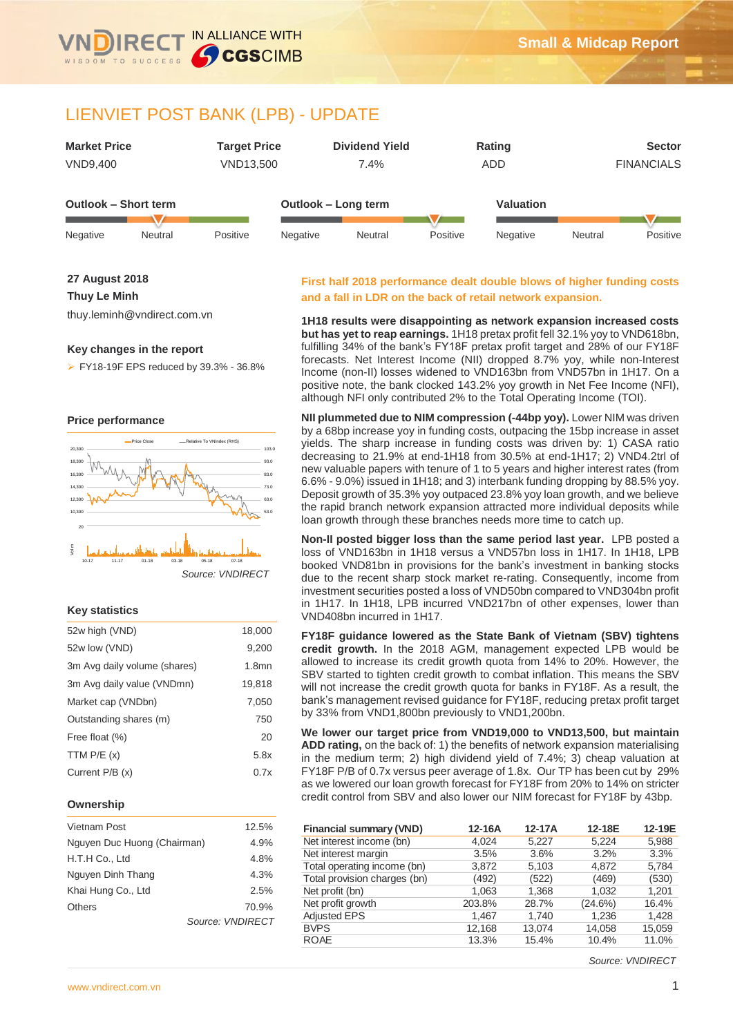Small & Midcap Report

# LIENVIET POST BANK (LPB) - UPDATE

| Market Price | Target Price | Dividend Yield | Rating | Sector |
|---|---|---|---|---|
| VND9,400 | VND13,500 | 7.4% | ADD | FINANCIALS |

**Outlook – Short term:** Negative | Neutral | Positive (indicator: Neutral)

**Outlook – Long term:** Negative | Neutral | Positive (indicator: Positive)

**Valuation:** Negative | Neutral | Positive (indicator: Positive)

**27 August 2018**

**Thuy Le Minh**

thuy.leminh@vndirect.com.vn

### Key changes in the report

- FY18-19F EPS reduced by 39.3% - 36.8%

### Price performance

*Source: VNDIRECT*

### Key statistics

| | |
|---|---|
| 52w high (VND) | 18,000 |
| 52w low (VND) | 9,200 |
| 3m Avg daily volume (shares) | 1.8mn |
| 3m Avg daily value (VNDmn) | 19,818 |
| Market cap (VNDbn) | 7,050 |
| Outstanding shares (m) | 750 |
| Free float (%) | 20 |
| TTM P/E (x) | 5.8x |
| Current P/B (x) | 0.7x |

### Ownership

| | |
|---|---|
| Vietnam Post | 12.5% |
| Nguyen Duc Huong (Chairman) | 4.9% |
| H.T.H Co., Ltd | 4.8% |
| Nguyen Dinh Thang | 4.3% |
| Khai Hung Co., Ltd | 2.5% |
| Others | 70.9% |

*Source: VNDIRECT*

## First half 2018 performance dealt double blows of higher funding costs and a fall in LDR on the back of retail network expansion.

**1H18 results were disappointing as network expansion increased costs but has yet to reap earnings.** 1H18 pretax profit fell 32.1% yoy to VND618bn, fulfilling 34% of the bank's FY18F pretax profit target and 28% of our FY18F forecasts. Net Interest Income (NII) dropped 8.7% yoy, while non-Interest Income (non-II) losses widened to VND163bn from VND57bn in 1H17. On a positive note, the bank clocked 143.2% yoy growth in Net Fee Income (NFI), although NFI only contributed 2% to the Total Operating Income (TOI).

**NII plummeted due to NIM compression (-44bp yoy).** Lower NIM was driven by a 68bp increase yoy in funding costs, outpacing the 15bp increase in asset yields. The sharp increase in funding costs was driven by: 1) CASA ratio decreasing to 21.9% at end-1H18 from 30.5% at end-1H17; 2) VND4.2trl of new valuable papers with tenure of 1 to 5 years and higher interest rates (from 6.6% - 9.0%) issued in 1H18; and 3) interbank funding dropping by 88.5% yoy. Deposit growth of 35.3% yoy outpaced 23.8% yoy loan growth, and we believe the rapid branch network expansion attracted more individual deposits while loan growth through these branches needs more time to catch up.

**Non-II posted bigger loss than the same period last year.** LPB posted a loss of VND163bn in 1H18 versus a VND57bn loss in 1H17. In 1H18, LPB booked VND81bn in provisions for the bank's investment in banking stocks due to the recent sharp stock market re-rating. Consequently, income from investment securities posted a loss of VND50bn compared to VND304bn profit in 1H17. In 1H18, LPB incurred VND217bn of other expenses, lower than VND408bn incurred in 1H17.

**FY18F guidance lowered as the State Bank of Vietnam (SBV) tightens credit growth.** In the 2018 AGM, management expected LPB would be allowed to increase its credit growth quota from 14% to 20%. However, the SBV started to tighten credit growth to combat inflation. This means the SBV will not increase the credit growth quota for banks in FY18F. As a result, the bank's management revised guidance for FY18F, reducing pretax profit target by 33% from VND1,800bn previously to VND1,200bn.

**We lower our target price from VND19,000 to VND13,500, but maintain ADD rating,** on the back of: 1) the benefits of network expansion materialising in the medium term; 2) high dividend yield of 7.4%; 3) cheap valuation at FY18F P/B of 0.7x versus peer average of 1.8x. Our TP has been cut by 29% as we lowered our loan growth forecast for FY18F from 20% to 14% on stricter credit control from SBV and also lower our NIM forecast for FY18F by 43bp.

| Financial summary (VND) | 12-16A | 12-17A | 12-18E | 12-19E |
|---|---|---|---|---|
| Net interest income (bn) | 4,024 | 5,227 | 5,224 | 5,988 |
| Net interest margin | 3.5% | 3.6% | 3.2% | 3.3% |
| Total operating income (bn) | 3,872 | 5,103 | 4,872 | 5,784 |
| Total provision charges (bn) | (492) | (522) | (469) | (530) |
| Net profit (bn) | 1,063 | 1,368 | 1,032 | 1,201 |
| Net profit growth | 203.8% | 28.7% | (24.6%) | 16.4% |
| Adjusted EPS | 1,467 | 1,740 | 1,236 | 1,428 |
| BVPS | 12,168 | 13,074 | 14,058 | 15,059 |
| ROAE | 13.3% | 15.4% | 10.4% | 11.0% |

*Source: VNDIRECT*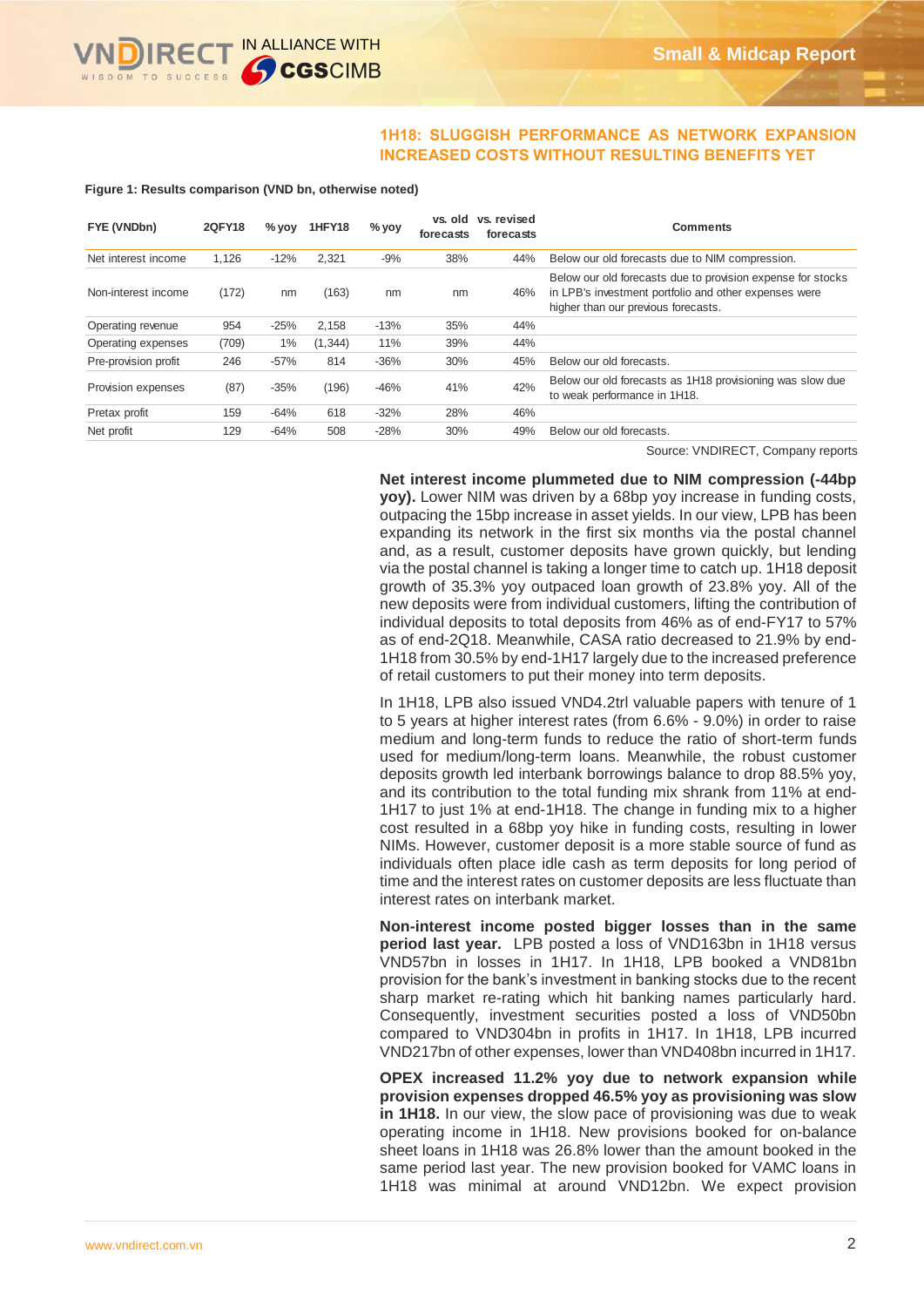## 1H18: SLUGGISH PERFORMANCE AS NETWORK EXPANSION INCREASED COSTS WITHOUT RESULTING BENEFITS YET

**Figure 1: Results comparison (VND bn, otherwise noted)**

| FYE (VNDbn) | 2QFY18 | % yoy | 1HFY18 | % yoy | vs. old forecasts | vs. revised forecasts | Comments |
|---|---|---|---|---|---|---|---|
| Net interest income | 1,126 | -12% | 2,321 | -9% | 38% | 44% | Below our old forecasts due to NIM compression. |
| Non-interest income | (172) | nm | (163) | nm | nm | 46% | Below our old forecasts due to provision expense for stocks in LPB's investment portfolio and other expenses were higher than our previous forecasts. |
| Operating revenue | 954 | -25% | 2,158 | -13% | 35% | 44% | |
| Operating expenses | (709) | 1% | (1,344) | 11% | 39% | 44% | |
| Pre-provision profit | 246 | -57% | 814 | -36% | 30% | 45% | Below our old forecasts. |
| Provision expenses | (87) | -35% | (196) | -46% | 41% | 42% | Below our old forecasts as 1H18 provisioning was slow due to weak performance in 1H18. |
| Pretax profit | 159 | -64% | 618 | -32% | 28% | 46% | |
| Net profit | 129 | -64% | 508 | -28% | 30% | 49% | Below our old forecasts. |

Source: VNDIRECT, Company reports

**Net interest income plummeted due to NIM compression (-44bp yoy).** Lower NIM was driven by a 68bp yoy increase in funding costs, outpacing the 15bp increase in asset yields. In our view, LPB has been expanding its network in the first six months via the postal channel and, as a result, customer deposits have grown quickly, but lending via the postal channel is taking a longer time to catch up. 1H18 deposit growth of 35.3% yoy outpaced loan growth of 23.8% yoy. All of the new deposits were from individual customers, lifting the contribution of individual deposits to total deposits from 46% as of end-FY17 to 57% as of end-2Q18. Meanwhile, CASA ratio decreased to 21.9% by end-1H18 from 30.5% by end-1H17 largely due to the increased preference of retail customers to put their money into term deposits.

In 1H18, LPB also issued VND4.2trl valuable papers with tenure of 1 to 5 years at higher interest rates (from 6.6% - 9.0%) in order to raise medium and long-term funds to reduce the ratio of short-term funds used for medium/long-term loans. Meanwhile, the robust customer deposits growth led interbank borrowings balance to drop 88.5% yoy, and its contribution to the total funding mix shrank from 11% at end-1H17 to just 1% at end-1H18. The change in funding mix to a higher cost resulted in a 68bp yoy hike in funding costs, resulting in lower NIMs. However, customer deposit is a more stable source of fund as individuals often place idle cash as term deposits for long period of time and the interest rates on customer deposits are less fluctuate than interest rates on interbank market.

**Non-interest income posted bigger losses than in the same period last year.** LPB posted a loss of VND163bn in 1H18 versus VND57bn in losses in 1H17. In 1H18, LPB booked a VND81bn provision for the bank's investment in banking stocks due to the recent sharp market re-rating which hit banking names particularly hard. Consequently, investment securities posted a loss of VND50bn compared to VND304bn in profits in 1H17. In 1H18, LPB incurred VND217bn of other expenses, lower than VND408bn incurred in 1H17.

**OPEX increased 11.2% yoy due to network expansion while provision expenses dropped 46.5% yoy as provisioning was slow in 1H18.** In our view, the slow pace of provisioning was due to weak operating income in 1H18. New provisions booked for on-balance sheet loans in 1H18 was 26.8% lower than the amount booked in the same period last year. The new provision booked for VAMC loans in 1H18 was minimal at around VND12bn. We expect provision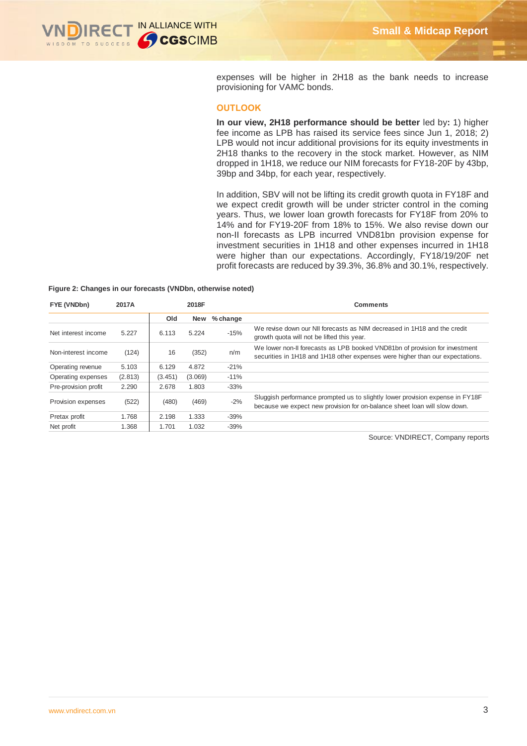expenses will be higher in 2H18 as the bank needs to increase provisioning for VAMC bonds.

## OUTLOOK

**In our view, 2H18 performance should be better** led by**:** 1) higher fee income as LPB has raised its service fees since Jun 1, 2018; 2) LPB would not incur additional provisions for its equity investments in 2H18 thanks to the recovery in the stock market. However, as NIM dropped in 1H18, we reduce our NIM forecasts for FY18-20F by 43bp, 39bp and 34bp, for each year, respectively.

In addition, SBV will not be lifting its credit growth quota in FY18F and we expect credit growth will be under stricter control in the coming years. Thus, we lower loan growth forecasts for FY18F from 20% to 14% and for FY19-20F from 18% to 15%. We also revise down our non-II forecasts as LPB incurred VND81bn provision expense for investment securities in 1H18 and other expenses incurred in 1H18 were higher than our expectations. Accordingly, FY18/19/20F net profit forecasts are reduced by 39.3%, 36.8% and 30.1%, respectively.

**Figure 2: Changes in our forecasts (VNDbn, otherwise noted)**

| FYE (VNDbn) | 2017A | 2018F | | | Comments |
|---|---|---|---|---|---|
| | | Old | New | % change | |
| Net interest income | 5.227 | 6.113 | 5.224 | -15% | We revise down our NII forecasts as NIM decreased in 1H18 and the credit growth quota will not be lifted this year. |
| Non-interest income | (124) | 16 | (352) | n/m | We lower non-II forecasts as LPB booked VND81bn of provision for investment securities in 1H18 and 1H18 other expenses were higher than our expectations. |
| Operating revenue | 5.103 | 6.129 | 4.872 | -21% | |
| Operating expenses | (2.813) | (3.451) | (3.069) | -11% | |
| Pre-provision profit | 2.290 | 2.678 | 1.803 | -33% | |
| Provision expenses | (522) | (480) | (469) | -2% | Sluggish performance prompted us to slightly lower provision expense in FY18F because we expect new provision for on-balance sheet loan will slow down. |
| Pretax profit | 1.768 | 2.198 | 1.333 | -39% | |
| Net profit | 1.368 | 1.701 | 1.032 | -39% | |

Source: VNDIRECT, Company reports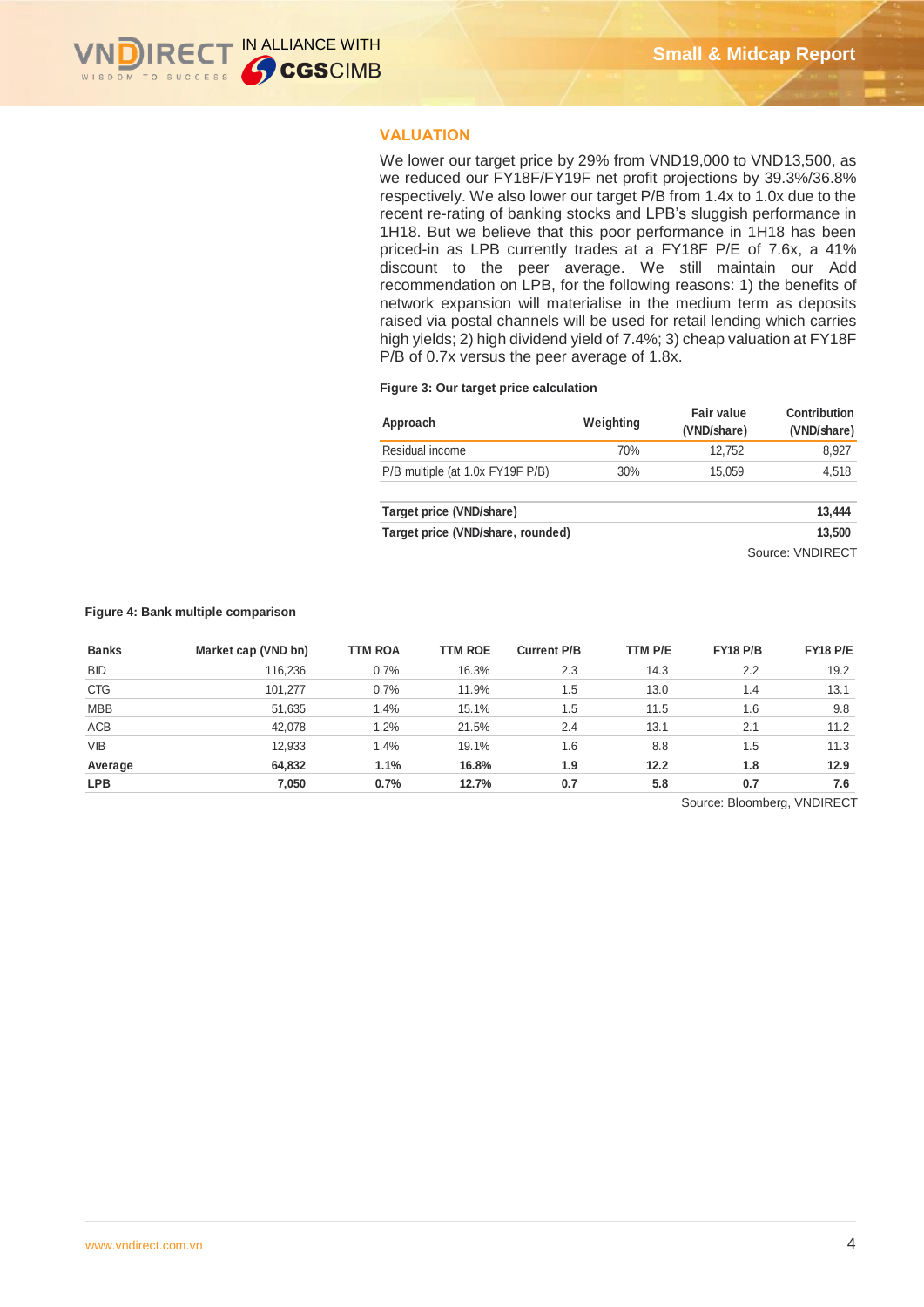## VALUATION

We lower our target price by 29% from VND19,000 to VND13,500, as we reduced our FY18F/FY19F net profit projections by 39.3%/36.8% respectively. We also lower our target P/B from 1.4x to 1.0x due to the recent re-rating of banking stocks and LPB's sluggish performance in 1H18. But we believe that this poor performance in 1H18 has been priced-in as LPB currently trades at a FY18F P/E of 7.6x, a 41% discount to the peer average. We still maintain our Add recommendation on LPB, for the following reasons: 1) the benefits of network expansion will materialise in the medium term as deposits raised via postal channels will be used for retail lending which carries high yields; 2) high dividend yield of 7.4%; 3) cheap valuation at FY18F P/B of 0.7x versus the peer average of 1.8x.

**Figure 3: Our target price calculation**

| Approach | Weighting | Fair value (VND/share) | Contribution (VND/share) |
|---|---|---|---|
| Residual income | 70% | 12,752 | 8,927 |
| P/B multiple (at 1.0x FY19F P/B) | 30% | 15,059 | 4,518 |
| **Target price (VND/share)** | | | **13,444** |
| **Target price (VND/share, rounded)** | | | **13,500** |

Source: VNDIRECT

**Figure 4: Bank multiple comparison**

| Banks | Market cap (VND bn) | TTM ROA | TTM ROE | Current P/B | TTM P/E | FY18 P/B | FY18 P/E |
|---|---|---|---|---|---|---|---|
| BID | 116,236 | 0.7% | 16.3% | 2.3 | 14.3 | 2.2 | 19.2 |
| CTG | 101,277 | 0.7% | 11.9% | 1.5 | 13.0 | 1.4 | 13.1 |
| MBB | 51,635 | 1.4% | 15.1% | 1.5 | 11.5 | 1.6 | 9.8 |
| ACB | 42,078 | 1.2% | 21.5% | 2.4 | 13.1 | 2.1 | 11.2 |
| VIB | 12,933 | 1.4% | 19.1% | 1.6 | 8.8 | 1.5 | 11.3 |
| **Average** | **64,832** | **1.1%** | **16.8%** | **1.9** | **12.2** | **1.8** | **12.9** |
| **LPB** | **7,050** | **0.7%** | **12.7%** | **0.7** | **5.8** | **0.7** | **7.6** |

Source: Bloomberg, VNDIRECT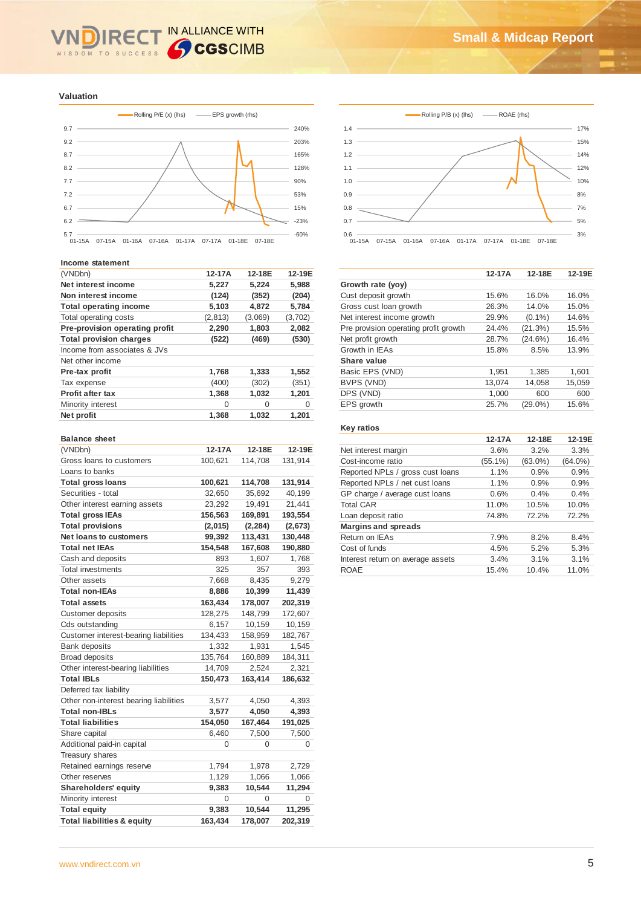## Valuation

| Income statement | | | |
|---|---|---|---|
| (VNDbn) | 12-17A | 12-18E | 12-19E |
| **Net interest income** | 5,227 | 5,224 | 5,988 |
| **Non interest income** | (124) | (352) | (204) |
| **Total operating income** | 5,103 | 4,872 | 5,784 |
| Total operating costs | (2,813) | (3,069) | (3,702) |
| **Pre-provision operating profit** | 2,290 | 1,803 | 2,082 |
| **Total provision charges** | (522) | (469) | (530) |
| Income from associates & JVs | | | |
| Net other income | | | |
| **Pre-tax profit** | 1,768 | 1,333 | 1,552 |
| Tax expense | (400) | (302) | (351) |
| **Profit after tax** | 1,368 | 1,032 | 1,201 |
| Minority interest | 0 | 0 | 0 |
| **Net profit** | 1,368 | 1,032 | 1,201 |

| | 12-17A | 12-18E | 12-19E |
|---|---|---|---|
| **Growth rate (yoy)** | | | |
| Cust deposit growth | 15.6% | 16.0% | 16.0% |
| Gross cust loan growth | 26.3% | 14.0% | 15.0% |
| Net interest income growth | 29.9% | (0.1%) | 14.6% |
| Pre provision operating profit growth | 24.4% | (21.3%) | 15.5% |
| Net profit growth | 28.7% | (24.6%) | 16.4% |
| Growth in IEAs | 15.8% | 8.5% | 13.9% |
| **Share value** | | | |
| Basic EPS (VND) | 1,951 | 1,385 | 1,601 |
| BVPS (VND) | 13,074 | 14,058 | 15,059 |
| DPS (VND) | 1,000 | 600 | 600 |
| EPS growth | 25.7% | (29.0%) | 15.6% |

| Balance sheet | | | |
|---|---|---|---|
| (VNDbn) | 12-17A | 12-18E | 12-19E |
| Gross loans to customers | 100,621 | 114,708 | 131,914 |
| Loans to banks | | | |
| **Total gross loans** | 100,621 | 114,708 | 131,914 |
| Securities - total | 32,650 | 35,692 | 40,199 |
| Other interest earning assets | 23,292 | 19,491 | 21,441 |
| **Total gross IEAs** | 156,563 | 169,891 | 193,554 |
| **Total provisions** | (2,015) | (2,284) | (2,673) |
| **Net loans to customers** | 99,392 | 113,431 | 130,448 |
| **Total net IEAs** | 154,548 | 167,608 | 190,880 |
| Cash and deposits | 893 | 1,607 | 1,768 |
| Total investments | 325 | 357 | 393 |
| Other assets | 7,668 | 8,435 | 9,279 |
| **Total non-IEAs** | 8,886 | 10,399 | 11,439 |
| **Total assets** | 163,434 | 178,007 | 202,319 |
| Customer deposits | 128,275 | 148,799 | 172,607 |
| Cds outstanding | 6,157 | 10,159 | 10,159 |
| Customer interest-bearing liabilities | 134,433 | 158,959 | 182,767 |
| Bank deposits | 1,332 | 1,931 | 1,545 |
| Broad deposits | 135,764 | 160,889 | 184,311 |
| Other interest-bearing liabilities | 14,709 | 2,524 | 2,321 |
| **Total IBLs** | 150,473 | 163,414 | 186,632 |
| Deferred tax liability | | | |
| Other non-interest bearing liabilities | 3,577 | 4,050 | 4,393 |
| **Total non-IBLs** | 3,577 | 4,050 | 4,393 |
| **Total liabilities** | 154,050 | 167,464 | 191,025 |
| Share capital | 6,460 | 7,500 | 7,500 |
| Additional paid-in capital | 0 | 0 | 0 |
| Treasury shares | | | |
| Retained earnings reserve | 1,794 | 1,978 | 2,729 |
| Other reserves | 1,129 | 1,066 | 1,066 |
| **Shareholders' equity** | 9,383 | 10,544 | 11,294 |
| Minority interest | 0 | 0 | 0 |
| **Total equity** | 9,383 | 10,544 | 11,295 |
| **Total liabilities & equity** | 163,434 | 178,007 | 202,319 |

| Key ratios | | | |
|---|---|---|---|
| | 12-17A | 12-18E | 12-19E |
| Net interest margin | 3.6% | 3.2% | 3.3% |
| Cost-income ratio | (55.1%) | (63.0%) | (64.0%) |
| Reported NPLs / gross cust loans | 1.1% | 0.9% | 0.9% |
| Reported NPLs / net cust loans | 1.1% | 0.9% | 0.9% |
| GP charge / average cust loans | 0.6% | 0.4% | 0.4% |
| Total CAR | 11.0% | 10.5% | 10.0% |
| Loan deposit ratio | 74.8% | 72.2% | 72.2% |
| **Margins and spreads** | | | |
| Return on IEAs | 7.9% | 8.2% | 8.4% |
| Cost of funds | 4.5% | 5.2% | 5.3% |
| Interest return on average assets | 3.4% | 3.1% | 3.1% |
| ROAE | 15.4% | 10.4% | 11.0% |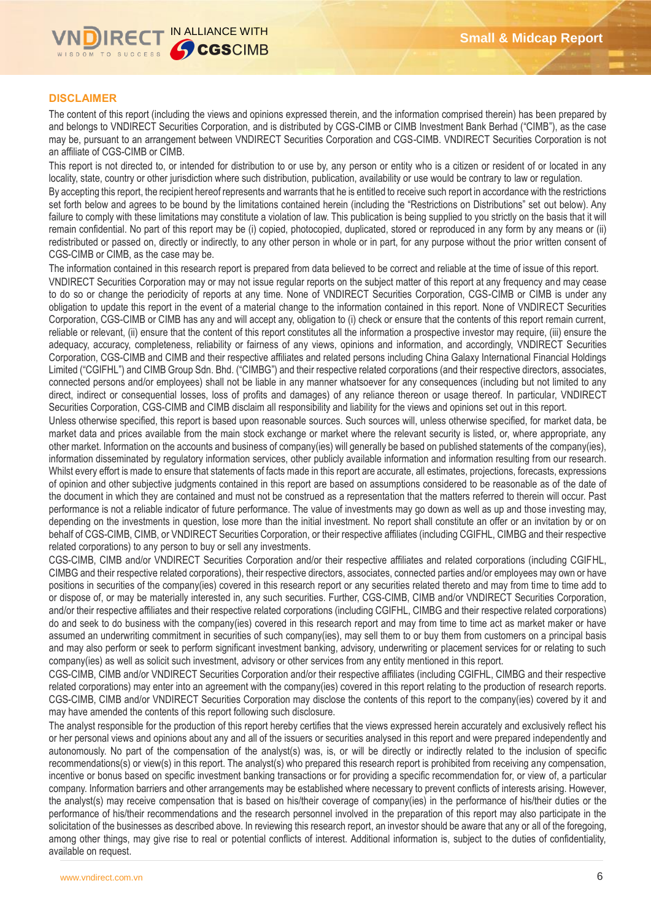## DISCLAIMER

The content of this report (including the views and opinions expressed therein, and the information comprised therein) has been prepared by and belongs to VNDIRECT Securities Corporation, and is distributed by CGS-CIMB or CIMB Investment Bank Berhad ("CIMB"), as the case may be, pursuant to an arrangement between VNDIRECT Securities Corporation and CGS-CIMB. VNDIRECT Securities Corporation is not an affiliate of CGS-CIMB or CIMB.

This report is not directed to, or intended for distribution to or use by, any person or entity who is a citizen or resident of or located in any locality, state, country or other jurisdiction where such distribution, publication, availability or use would be contrary to law or regulation.

By accepting this report, the recipient hereof represents and warrants that he is entitled to receive such report in accordance with the restrictions set forth below and agrees to be bound by the limitations contained herein (including the "Restrictions on Distributions" set out below). Any failure to comply with these limitations may constitute a violation of law. This publication is being supplied to you strictly on the basis that it will remain confidential. No part of this report may be (i) copied, photocopied, duplicated, stored or reproduced in any form by any means or (ii) redistributed or passed on, directly or indirectly, to any other person in whole or in part, for any purpose without the prior written consent of CGS-CIMB or CIMB, as the case may be.

The information contained in this research report is prepared from data believed to be correct and reliable at the time of issue of this report. VNDIRECT Securities Corporation may or may not issue regular reports on the subject matter of this report at any frequency and may cease to do so or change the periodicity of reports at any time. None of VNDIRECT Securities Corporation, CGS-CIMB or CIMB is under any obligation to update this report in the event of a material change to the information contained in this report. None of VNDIRECT Securities Corporation, CGS-CIMB or CIMB has any and will accept any, obligation to (i) check or ensure that the contents of this report remain current, reliable or relevant, (ii) ensure that the content of this report constitutes all the information a prospective investor may require, (iii) ensure the adequacy, accuracy, completeness, reliability or fairness of any views, opinions and information, and accordingly, VNDIRECT Securities Corporation, CGS-CIMB and CIMB and their respective affiliates and related persons including China Galaxy International Financial Holdings Limited ("CGIFHL") and CIMB Group Sdn. Bhd. ("CIMBG") and their respective related corporations (and their respective directors, associates, connected persons and/or employees) shall not be liable in any manner whatsoever for any consequences (including but not limited to any direct, indirect or consequential losses, loss of profits and damages) of any reliance thereon or usage thereof. In particular, VNDIRECT Securities Corporation, CGS-CIMB and CIMB disclaim all responsibility and liability for the views and opinions set out in this report.

Unless otherwise specified, this report is based upon reasonable sources. Such sources will, unless otherwise specified, for market data, be market data and prices available from the main stock exchange or market where the relevant security is listed, or, where appropriate, any other market. Information on the accounts and business of company(ies) will generally be based on published statements of the company(ies), information disseminated by regulatory information services, other publicly available information and information resulting from our research. Whilst every effort is made to ensure that statements of facts made in this report are accurate, all estimates, projections, forecasts, expressions of opinion and other subjective judgments contained in this report are based on assumptions considered to be reasonable as of the date of the document in which they are contained and must not be construed as a representation that the matters referred to therein will occur. Past performance is not a reliable indicator of future performance. The value of investments may go down as well as up and those investing may, depending on the investments in question, lose more than the initial investment. No report shall constitute an offer or an invitation by or on behalf of CGS-CIMB, CIMB, or VNDIRECT Securities Corporation, or their respective affiliates (including CGIFHL, CIMBG and their respective related corporations) to any person to buy or sell any investments.

CGS-CIMB, CIMB and/or VNDIRECT Securities Corporation and/or their respective affiliates and related corporations (including CGIFHL, CIMBG and their respective related corporations), their respective directors, associates, connected parties and/or employees may own or have positions in securities of the company(ies) covered in this research report or any securities related thereto and may from time to time add to or dispose of, or may be materially interested in, any such securities. Further, CGS-CIMB, CIMB and/or VNDIRECT Securities Corporation, and/or their respective affiliates and their respective related corporations (including CGIFHL, CIMBG and their respective related corporations) do and seek to do business with the company(ies) covered in this research report and may from time to time act as market maker or have assumed an underwriting commitment in securities of such company(ies), may sell them to or buy them from customers on a principal basis and may also perform or seek to perform significant investment banking, advisory, underwriting or placement services for or relating to such company(ies) as well as solicit such investment, advisory or other services from any entity mentioned in this report.

CGS-CIMB, CIMB and/or VNDIRECT Securities Corporation and/or their respective affiliates (including CGIFHL, CIMBG and their respective related corporations) may enter into an agreement with the company(ies) covered in this report relating to the production of research reports. CGS-CIMB, CIMB and/or VNDIRECT Securities Corporation may disclose the contents of this report to the company(ies) covered by it and may have amended the contents of this report following such disclosure.

The analyst responsible for the production of this report hereby certifies that the views expressed herein accurately and exclusively reflect his or her personal views and opinions about any and all of the issuers or securities analysed in this report and were prepared independently and autonomously. No part of the compensation of the analyst(s) was, is, or will be directly or indirectly related to the inclusion of specific recommendations(s) or view(s) in this report. The analyst(s) who prepared this research report is prohibited from receiving any compensation, incentive or bonus based on specific investment banking transactions or for providing a specific recommendation for, or view of, a particular company. Information barriers and other arrangements may be established where necessary to prevent conflicts of interests arising. However, the analyst(s) may receive compensation that is based on his/their coverage of company(ies) in the performance of his/their duties or the performance of his/their recommendations and the research personnel involved in the preparation of this report may also participate in the solicitation of the businesses as described above. In reviewing this research report, an investor should be aware that any or all of the foregoing, among other things, may give rise to real or potential conflicts of interest. Additional information is, subject to the duties of confidentiality, available on request.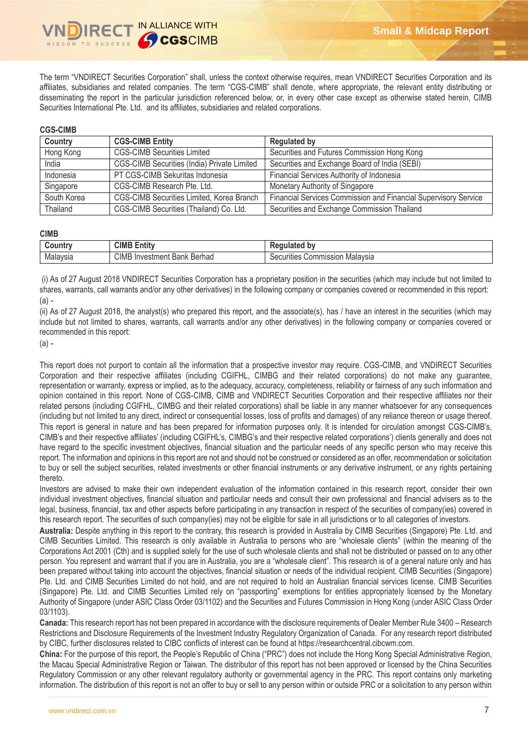The term "VNDIRECT Securities Corporation" shall, unless the context otherwise requires, mean VNDIRECT Securities Corporation and its affiliates, subsidiaries and related companies. The term "CGS-CIMB" shall denote, where appropriate, the relevant entity distributing or disseminating the report in the particular jurisdiction referenced below, or, in every other case except as otherwise stated herein, CIMB Securities International Pte. Ltd. and its affiliates, subsidiaries and related corporations.

**CGS-CIMB**

| Country | CGS-CIMB Entity | Regulated by |
|---|---|---|
| Hong Kong | CGS-CIMB Securities Limited | Securities and Futures Commission Hong Kong |
| India | CGS-CIMB Securities (India) Private Limited | Securities and Exchange Board of India (SEBI) |
| Indonesia | PT CGS-CIMB Sekuritas Indonesia | Financial Services Authority of Indonesia |
| Singapore | CGS-CIMB Research Pte. Ltd. | Monetary Authority of Singapore |
| South Korea | CGS-CIMB Securities Limited, Korea Branch | Financial Services Commission and Financial Supervisory Service |
| Thailand | CGS-CIMB Securities (Thailand) Co. Ltd. | Securities and Exchange Commission Thailand |

**CIMB**

| Country | CIMB Entity | Regulated by |
|---|---|---|
| Malaysia | CIMB Investment Bank Berhad | Securities Commission Malaysia |

(i) As of 27 August 2018 VNDIRECT Securities Corporation has a proprietary position in the securities (which may include but not limited to shares, warrants, call warrants and/or any other derivatives) in the following company or companies covered or recommended in this report:
(a) -

(ii) As of 27 August 2018, the analyst(s) who prepared this report, and the associate(s), has / have an interest in the securities (which may include but not limited to shares, warrants, call warrants and/or any other derivatives) in the following company or companies covered or recommended in this report:
(a) -

This report does not purport to contain all the information that a prospective investor may require. CGS-CIMB, and VNDIRECT Securities Corporation and their respective affiliates (including CGIFHL, CIMBG and their related corporations) do not make any guarantee, representation or warranty, express or implied, as to the adequacy, accuracy, completeness, reliability or fairness of any such information and opinion contained in this report. None of CGS-CIMB, CIMB and VNDIRECT Securities Corporation and their respective affiliates nor their related persons (including CGIFHL, CIMBG and their related corporations) shall be liable in any manner whatsoever for any consequences (including but not limited to any direct, indirect or consequential losses, loss of profits and damages) of any reliance thereon or usage thereof.
This report is general in nature and has been prepared for information purposes only. It is intended for circulation amongst CGS-CIMB's, CIMB's and their respective affiliates' (including CGIFHL's, CIMBG's and their respective related corporations') clients generally and does not have regard to the specific investment objectives, financial situation and the particular needs of any specific person who may receive this report. The information and opinions in this report are not and should not be construed or considered as an offer, recommendation or solicitation to buy or sell the subject securities, related investments or other financial instruments or any derivative instrument, or any rights pertaining thereto.
Investors are advised to make their own independent evaluation of the information contained in this research report, consider their own individual investment objectives, financial situation and particular needs and consult their own professional and financial advisers as to the legal, business, financial, tax and other aspects before participating in any transaction in respect of the securities of company(ies) covered in this research report. The securities of such company(ies) may not be eligible for sale in all jurisdictions or to all categories of investors.
**Australia:** Despite anything in this report to the contrary, this research is provided in Australia by CIMB Securities (Singapore) Pte. Ltd. and CIMB Securities Limited. This research is only available in Australia to persons who are "wholesale clients" (within the meaning of the Corporations Act 2001 (Cth) and is supplied solely for the use of such wholesale clients and shall not be distributed or passed on to any other person. You represent and warrant that if you are in Australia, you are a "wholesale client". This research is of a general nature only and has been prepared without taking into account the objectives, financial situation or needs of the individual recipient. CIMB Securities (Singapore) Pte. Ltd. and CIMB Securities Limited do not hold, and are not required to hold an Australian financial services license. CIMB Securities (Singapore) Pte. Ltd. and CIMB Securities Limited rely on "passporting" exemptions for entities appropriately licensed by the Monetary Authority of Singapore (under ASIC Class Order 03/1102) and the Securities and Futures Commission in Hong Kong (under ASIC Class Order 03/1103).
**Canada:** This research report has not been prepared in accordance with the disclosure requirements of Dealer Member Rule 3400 – Research Restrictions and Disclosure Requirements of the Investment Industry Regulatory Organization of Canada. For any research report distributed by CIBC, further disclosures related to CIBC conflicts of interest can be found at https://researchcentral.cibcwm.com.
**China:** For the purpose of this report, the People's Republic of China ("PRC") does not include the Hong Kong Special Administrative Region, the Macau Special Administrative Region or Taiwan. The distributor of this report has not been approved or licensed by the China Securities Regulatory Commission or any other relevant regulatory authority or governmental agency in the PRC. This report contains only marketing information. The distribution of this report is not an offer to buy or sell to any person within or outside PRC or a solicitation to any person within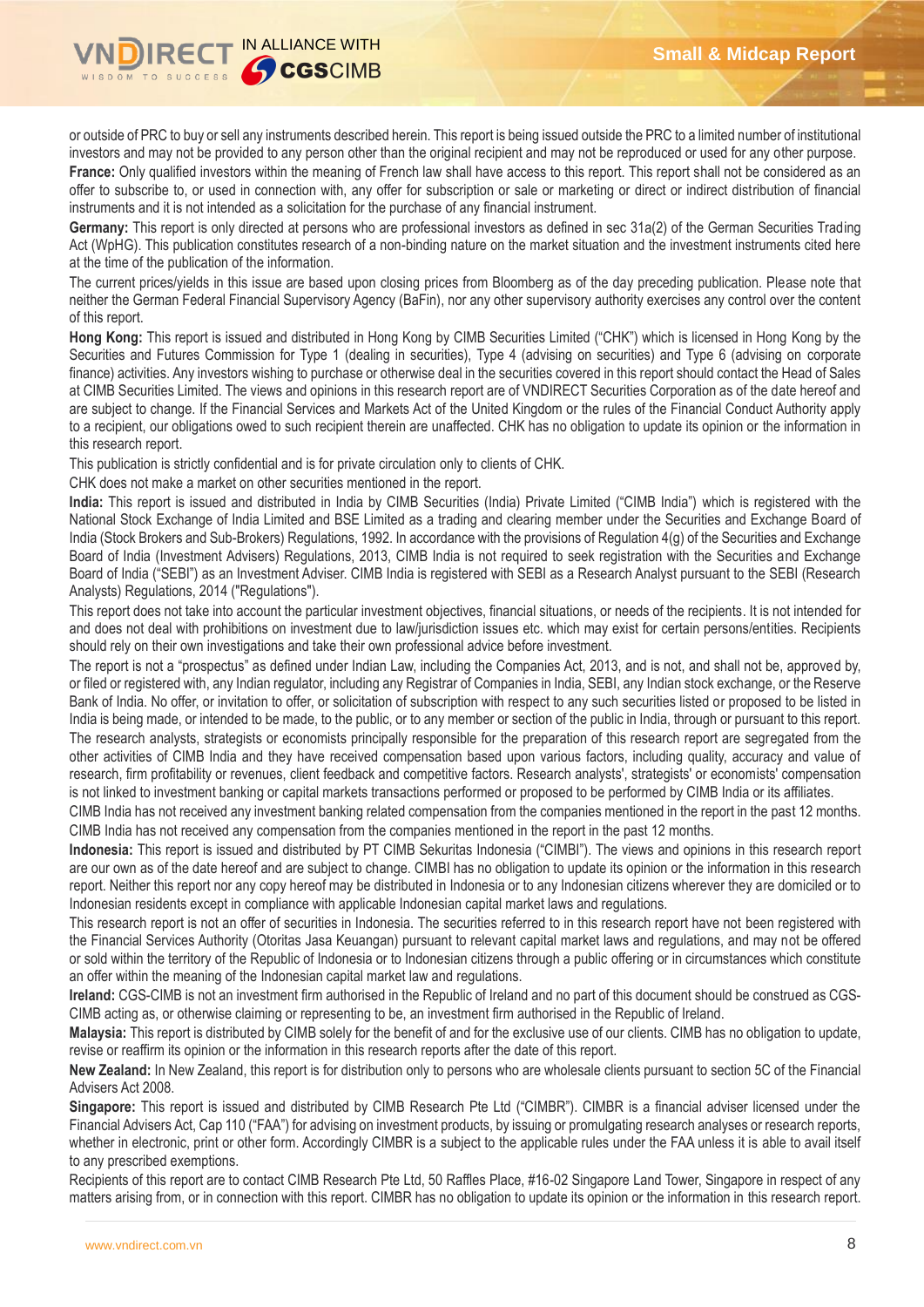or outside of PRC to buy or sell any instruments described herein. This report is being issued outside the PRC to a limited number of institutional investors and may not be provided to any person other than the original recipient and may not be reproduced or used for any other purpose.

**France:** Only qualified investors within the meaning of French law shall have access to this report. This report shall not be considered as an offer to subscribe to, or used in connection with, any offer for subscription or sale or marketing or direct or indirect distribution of financial instruments and it is not intended as a solicitation for the purchase of any financial instrument.

**Germany:** This report is only directed at persons who are professional investors as defined in sec 31a(2) of the German Securities Trading Act (WpHG). This publication constitutes research of a non-binding nature on the market situation and the investment instruments cited here at the time of the publication of the information.

The current prices/yields in this issue are based upon closing prices from Bloomberg as of the day preceding publication. Please note that neither the German Federal Financial Supervisory Agency (BaFin), nor any other supervisory authority exercises any control over the content of this report.

**Hong Kong:** This report is issued and distributed in Hong Kong by CIMB Securities Limited ("CHK") which is licensed in Hong Kong by the Securities and Futures Commission for Type 1 (dealing in securities), Type 4 (advising on securities) and Type 6 (advising on corporate finance) activities. Any investors wishing to purchase or otherwise deal in the securities covered in this report should contact the Head of Sales at CIMB Securities Limited. The views and opinions in this research report are of VNDIRECT Securities Corporation as of the date hereof and are subject to change. If the Financial Services and Markets Act of the United Kingdom or the rules of the Financial Conduct Authority apply to a recipient, our obligations owed to such recipient therein are unaffected. CHK has no obligation to update its opinion or the information in this research report.

This publication is strictly confidential and is for private circulation only to clients of CHK.

CHK does not make a market on other securities mentioned in the report.

**India:** This report is issued and distributed in India by CIMB Securities (India) Private Limited ("CIMB India") which is registered with the National Stock Exchange of India Limited and BSE Limited as a trading and clearing member under the Securities and Exchange Board of India (Stock Brokers and Sub-Brokers) Regulations, 1992. In accordance with the provisions of Regulation 4(g) of the Securities and Exchange Board of India (Investment Advisers) Regulations, 2013, CIMB India is not required to seek registration with the Securities and Exchange Board of India ("SEBI") as an Investment Adviser. CIMB India is registered with SEBI as a Research Analyst pursuant to the SEBI (Research Analysts) Regulations, 2014 ("Regulations").

This report does not take into account the particular investment objectives, financial situations, or needs of the recipients. It is not intended for and does not deal with prohibitions on investment due to law/jurisdiction issues etc. which may exist for certain persons/entities. Recipients should rely on their own investigations and take their own professional advice before investment.

The report is not a "prospectus" as defined under Indian Law, including the Companies Act, 2013, and is not, and shall not be, approved by, or filed or registered with, any Indian regulator, including any Registrar of Companies in India, SEBI, any Indian stock exchange, or the Reserve Bank of India. No offer, or invitation to offer, or solicitation of subscription with respect to any such securities listed or proposed to be listed in India is being made, or intended to be made, to the public, or to any member or section of the public in India, through or pursuant to this report.

The research analysts, strategists or economists principally responsible for the preparation of this research report are segregated from the other activities of CIMB India and they have received compensation based upon various factors, including quality, accuracy and value of research, firm profitability or revenues, client feedback and competitive factors. Research analysts', strategists' or economists' compensation is not linked to investment banking or capital markets transactions performed or proposed to be performed by CIMB India or its affiliates.

CIMB India has not received any investment banking related compensation from the companies mentioned in the report in the past 12 months. CIMB India has not received any compensation from the companies mentioned in the report in the past 12 months.

**Indonesia:** This report is issued and distributed by PT CIMB Sekuritas Indonesia ("CIMBI"). The views and opinions in this research report are our own as of the date hereof and are subject to change. CIMBI has no obligation to update its opinion or the information in this research report. Neither this report nor any copy hereof may be distributed in Indonesia or to any Indonesian citizens wherever they are domiciled or to Indonesian residents except in compliance with applicable Indonesian capital market laws and regulations.

This research report is not an offer of securities in Indonesia. The securities referred to in this research report have not been registered with the Financial Services Authority (Otoritas Jasa Keuangan) pursuant to relevant capital market laws and regulations, and may not be offered or sold within the territory of the Republic of Indonesia or to Indonesian citizens through a public offering or in circumstances which constitute an offer within the meaning of the Indonesian capital market law and regulations.

**Ireland:** CGS-CIMB is not an investment firm authorised in the Republic of Ireland and no part of this document should be construed as CGS-CIMB acting as, or otherwise claiming or representing to be, an investment firm authorised in the Republic of Ireland.

**Malaysia:** This report is distributed by CIMB solely for the benefit of and for the exclusive use of our clients. CIMB has no obligation to update, revise or reaffirm its opinion or the information in this research reports after the date of this report.

**New Zealand:** In New Zealand, this report is for distribution only to persons who are wholesale clients pursuant to section 5C of the Financial Advisers Act 2008.

**Singapore:** This report is issued and distributed by CIMB Research Pte Ltd ("CIMBR"). CIMBR is a financial adviser licensed under the Financial Advisers Act, Cap 110 ("FAA") for advising on investment products, by issuing or promulgating research analyses or research reports, whether in electronic, print or other form. Accordingly CIMBR is a subject to the applicable rules under the FAA unless it is able to avail itself to any prescribed exemptions.

Recipients of this report are to contact CIMB Research Pte Ltd, 50 Raffles Place, #16-02 Singapore Land Tower, Singapore in respect of any matters arising from, or in connection with this report. CIMBR has no obligation to update its opinion or the information in this research report.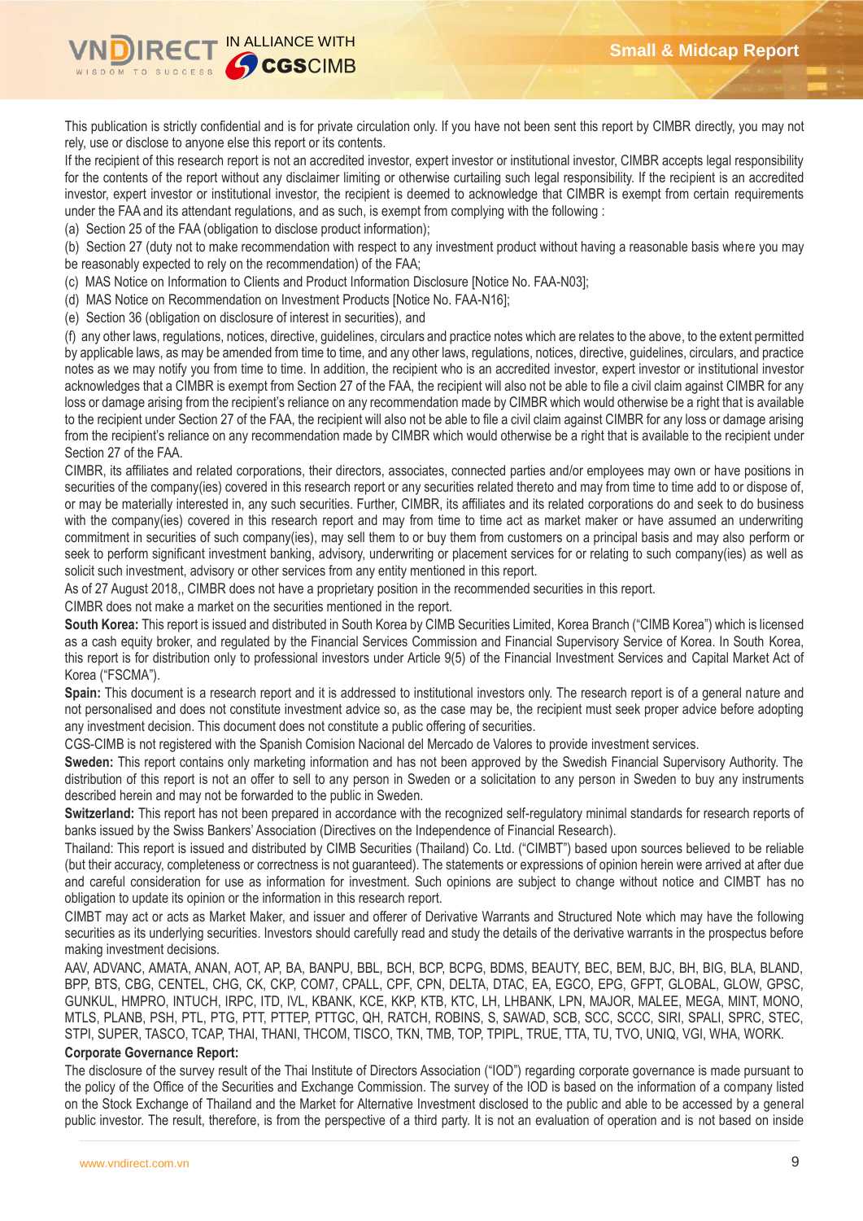This publication is strictly confidential and is for private circulation only. If you have not been sent this report by CIMBR directly, you may not rely, use or disclose to anyone else this report or its contents.

If the recipient of this research report is not an accredited investor, expert investor or institutional investor, CIMBR accepts legal responsibility for the contents of the report without any disclaimer limiting or otherwise curtailing such legal responsibility. If the recipient is an accredited investor, expert investor or institutional investor, the recipient is deemed to acknowledge that CIMBR is exempt from certain requirements under the FAA and its attendant regulations, and as such, is exempt from complying with the following :

(a) Section 25 of the FAA (obligation to disclose product information);

(b) Section 27 (duty not to make recommendation with respect to any investment product without having a reasonable basis where you may be reasonably expected to rely on the recommendation) of the FAA;

(c) MAS Notice on Information to Clients and Product Information Disclosure [Notice No. FAA-N03];

(d) MAS Notice on Recommendation on Investment Products [Notice No. FAA-N16];

(e) Section 36 (obligation on disclosure of interest in securities), and

(f) any other laws, regulations, notices, directive, guidelines, circulars and practice notes which are relates to the above, to the extent permitted by applicable laws, as may be amended from time to time, and any other laws, regulations, notices, directive, guidelines, circulars, and practice notes as we may notify you from time to time. In addition, the recipient who is an accredited investor, expert investor or institutional investor acknowledges that a CIMBR is exempt from Section 27 of the FAA, the recipient will also not be able to file a civil claim against CIMBR for any loss or damage arising from the recipient's reliance on any recommendation made by CIMBR which would otherwise be a right that is available to the recipient under Section 27 of the FAA, the recipient will also not be able to file a civil claim against CIMBR for any loss or damage arising from the recipient's reliance on any recommendation made by CIMBR which would otherwise be a right that is available to the recipient under Section 27 of the FAA.

CIMBR, its affiliates and related corporations, their directors, associates, connected parties and/or employees may own or have positions in securities of the company(ies) covered in this research report or any securities related thereto and may from time to time add to or dispose of, or may be materially interested in, any such securities. Further, CIMBR, its affiliates and its related corporations do and seek to do business with the company(ies) covered in this research report and may from time to time act as market maker or have assumed an underwriting commitment in securities of such company(ies), may sell them to or buy them from customers on a principal basis and may also perform or seek to perform significant investment banking, advisory, underwriting or placement services for or relating to such company(ies) as well as solicit such investment, advisory or other services from any entity mentioned in this report.

As of 27 August 2018,, CIMBR does not have a proprietary position in the recommended securities in this report.

CIMBR does not make a market on the securities mentioned in the report.

**South Korea:** This report is issued and distributed in South Korea by CIMB Securities Limited, Korea Branch ("CIMB Korea") which is licensed as a cash equity broker, and regulated by the Financial Services Commission and Financial Supervisory Service of Korea. In South Korea, this report is for distribution only to professional investors under Article 9(5) of the Financial Investment Services and Capital Market Act of Korea ("FSCMA").

**Spain:** This document is a research report and it is addressed to institutional investors only. The research report is of a general nature and not personalised and does not constitute investment advice so, as the case may be, the recipient must seek proper advice before adopting any investment decision. This document does not constitute a public offering of securities.

CGS-CIMB is not registered with the Spanish Comision Nacional del Mercado de Valores to provide investment services.

**Sweden:** This report contains only marketing information and has not been approved by the Swedish Financial Supervisory Authority. The distribution of this report is not an offer to sell to any person in Sweden or a solicitation to any person in Sweden to buy any instruments described herein and may not be forwarded to the public in Sweden.

**Switzerland:** This report has not been prepared in accordance with the recognized self-regulatory minimal standards for research reports of banks issued by the Swiss Bankers' Association (Directives on the Independence of Financial Research).

Thailand: This report is issued and distributed by CIMB Securities (Thailand) Co. Ltd. ("CIMBT") based upon sources believed to be reliable (but their accuracy, completeness or correctness is not guaranteed). The statements or expressions of opinion herein were arrived at after due and careful consideration for use as information for investment. Such opinions are subject to change without notice and CIMBT has no obligation to update its opinion or the information in this research report.

CIMBT may act or acts as Market Maker, and issuer and offerer of Derivative Warrants and Structured Note which may have the following securities as its underlying securities. Investors should carefully read and study the details of the derivative warrants in the prospectus before making investment decisions.

AAV, ADVANC, AMATA, ANAN, AOT, AP, BA, BANPU, BBL, BCH, BCP, BCPG, BDMS, BEAUTY, BEC, BEM, BJC, BH, BIG, BLA, BLAND, BPP, BTS, CBG, CENTEL, CHG, CK, CKP, COM7, CPALL, CPF, CPN, DELTA, DTAC, EA, EGCO, EPG, GFPT, GLOBAL, GLOW, GPSC, GUNKUL, HMPRO, INTUCH, IRPC, ITD, IVL, KBANK, KCE, KKP, KTB, KTC, LH, LHBANK, LPN, MAJOR, MALEE, MEGA, MINT, MONO, MTLS, PLANB, PSH, PTL, PTG, PTT, PTTEP, PTTGC, QH, RATCH, ROBINS, S, SAWAD, SCB, SCC, SCCC, SIRI, SPALI, SPRC, STEC, STPI, SUPER, TASCO, TCAP, THAI, THANI, THCOM, TISCO, TKN, TMB, TOP, TPIPL, TRUE, TTA, TU, TVO, UNIQ, VGI, WHA, WORK.

**Corporate Governance Report:**

The disclosure of the survey result of the Thai Institute of Directors Association ("IOD") regarding corporate governance is made pursuant to the policy of the Office of the Securities and Exchange Commission. The survey of the IOD is based on the information of a company listed on the Stock Exchange of Thailand and the Market for Alternative Investment disclosed to the public and able to be accessed by a general public investor. The result, therefore, is from the perspective of a third party. It is not an evaluation of operation and is not based on inside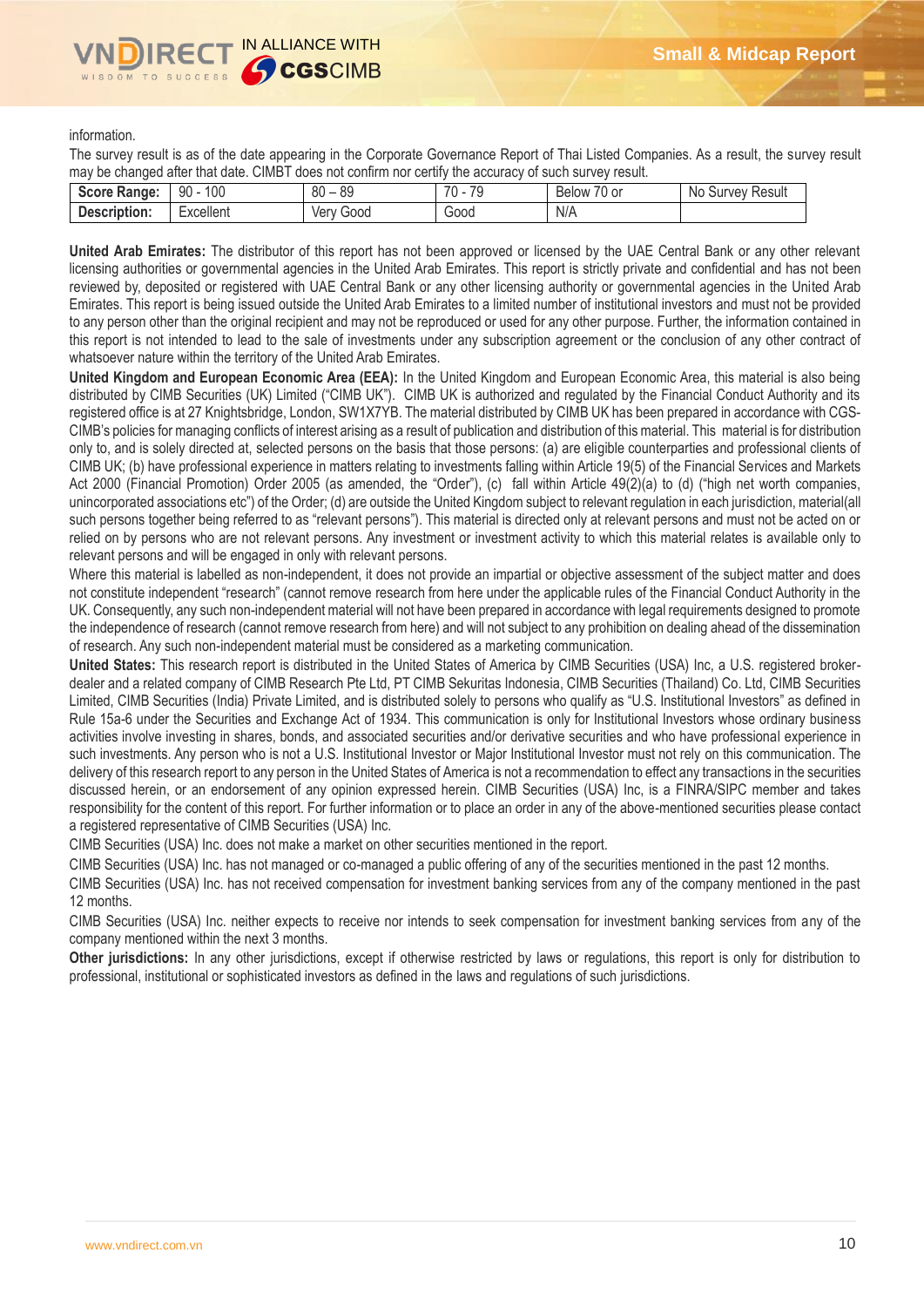information.

The survey result is as of the date appearing in the Corporate Governance Report of Thai Listed Companies. As a result, the survey result may be changed after that date. CIMBT does not confirm nor certify the accuracy of such survey result.

| **Score Range:** | 90 - 100 | 80 – 89 | 70 - 79 | Below 70 or | No Survey Result |
|---|---|---|---|---|---|
| **Description:** | Excellent | Very Good | Good | N/A | |

**United Arab Emirates:** The distributor of this report has not been approved or licensed by the UAE Central Bank or any other relevant licensing authorities or governmental agencies in the United Arab Emirates. This report is strictly private and confidential and has not been reviewed by, deposited or registered with UAE Central Bank or any other licensing authority or governmental agencies in the United Arab Emirates. This report is being issued outside the United Arab Emirates to a limited number of institutional investors and must not be provided to any person other than the original recipient and may not be reproduced or used for any other purpose. Further, the information contained in this report is not intended to lead to the sale of investments under any subscription agreement or the conclusion of any other contract of whatsoever nature within the territory of the United Arab Emirates.

**United Kingdom and European Economic Area (EEA):** In the United Kingdom and European Economic Area, this material is also being distributed by CIMB Securities (UK) Limited ("CIMB UK"). CIMB UK is authorized and regulated by the Financial Conduct Authority and its registered office is at 27 Knightsbridge, London, SW1X7YB. The material distributed by CIMB UK has been prepared in accordance with CGS-CIMB's policies for managing conflicts of interest arising as a result of publication and distribution of this material. This material is for distribution only to, and is solely directed at, selected persons on the basis that those persons: (a) are eligible counterparties and professional clients of CIMB UK; (b) have professional experience in matters relating to investments falling within Article 19(5) of the Financial Services and Markets Act 2000 (Financial Promotion) Order 2005 (as amended, the "Order"), (c) fall within Article 49(2)(a) to (d) ("high net worth companies, unincorporated associations etc") of the Order; (d) are outside the United Kingdom subject to relevant regulation in each jurisdiction, material(all such persons together being referred to as "relevant persons"). This material is directed only at relevant persons and must not be acted on or relied on by persons who are not relevant persons. Any investment or investment activity to which this material relates is available only to relevant persons and will be engaged in only with relevant persons.

Where this material is labelled as non-independent, it does not provide an impartial or objective assessment of the subject matter and does not constitute independent "research" (cannot remove research from here under the applicable rules of the Financial Conduct Authority in the UK. Consequently, any such non-independent material will not have been prepared in accordance with legal requirements designed to promote the independence of research (cannot remove research from here) and will not subject to any prohibition on dealing ahead of the dissemination of research. Any such non-independent material must be considered as a marketing communication.

**United States:** This research report is distributed in the United States of America by CIMB Securities (USA) Inc, a U.S. registered broker-dealer and a related company of CIMB Research Pte Ltd, PT CIMB Sekuritas Indonesia, CIMB Securities (Thailand) Co. Ltd, CIMB Securities Limited, CIMB Securities (India) Private Limited, and is distributed solely to persons who qualify as "U.S. Institutional Investors" as defined in Rule 15a-6 under the Securities and Exchange Act of 1934. This communication is only for Institutional Investors whose ordinary business activities involve investing in shares, bonds, and associated securities and/or derivative securities and who have professional experience in such investments. Any person who is not a U.S. Institutional Investor or Major Institutional Investor must not rely on this communication. The delivery of this research report to any person in the United States of America is not a recommendation to effect any transactions in the securities discussed herein, or an endorsement of any opinion expressed herein. CIMB Securities (USA) Inc, is a FINRA/SIPC member and takes responsibility for the content of this report. For further information or to place an order in any of the above-mentioned securities please contact a registered representative of CIMB Securities (USA) Inc.

CIMB Securities (USA) Inc. does not make a market on other securities mentioned in the report.

CIMB Securities (USA) Inc. has not managed or co-managed a public offering of any of the securities mentioned in the past 12 months.

CIMB Securities (USA) Inc. has not received compensation for investment banking services from any of the company mentioned in the past 12 months.

CIMB Securities (USA) Inc. neither expects to receive nor intends to seek compensation for investment banking services from any of the company mentioned within the next 3 months.

**Other jurisdictions:** In any other jurisdictions, except if otherwise restricted by laws or regulations, this report is only for distribution to professional, institutional or sophisticated investors as defined in the laws and regulations of such jurisdictions.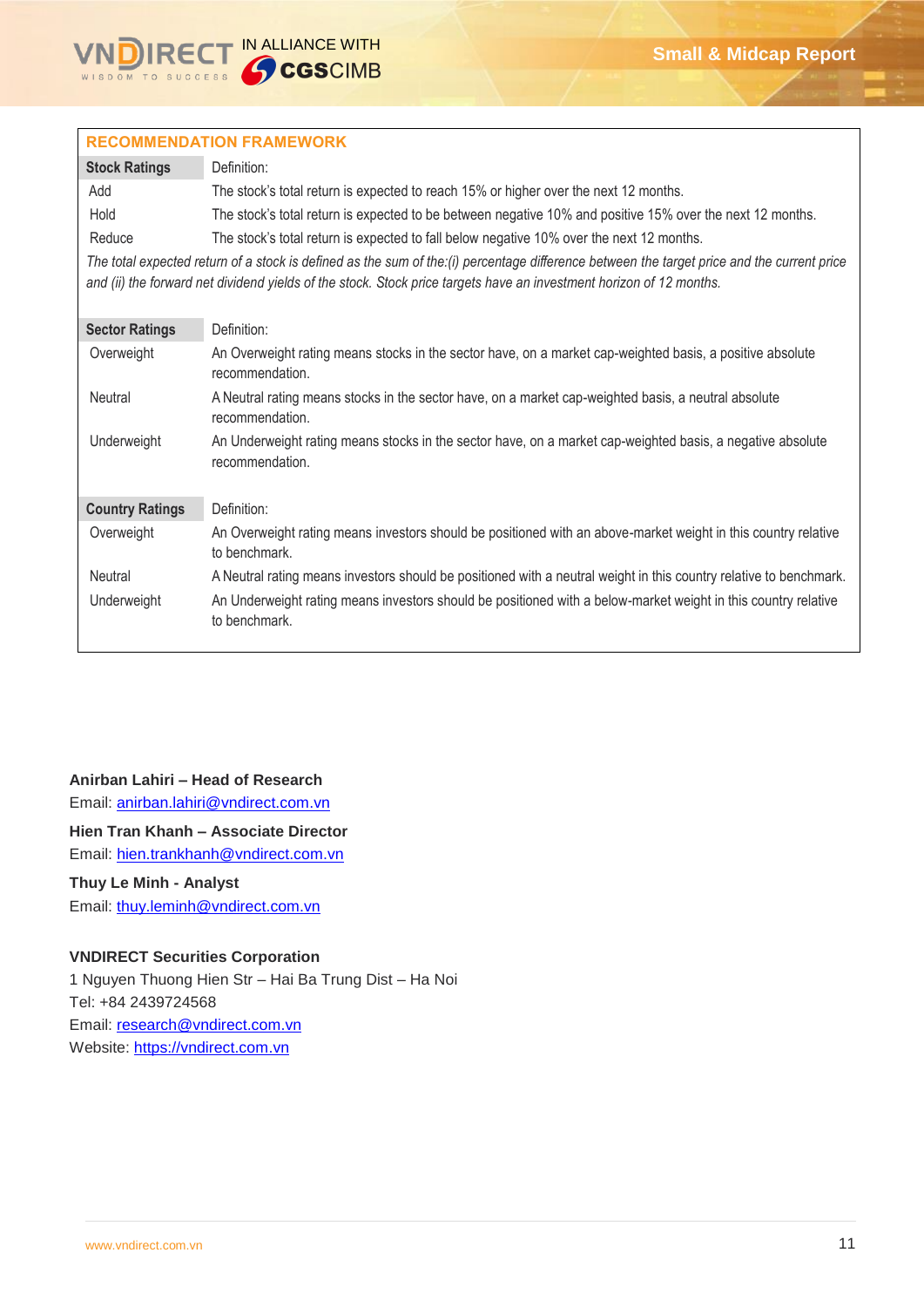## RECOMMENDATION FRAMEWORK

| **Stock Ratings** | Definition: |
|---|---|
| Add | The stock's total return is expected to reach 15% or higher over the next 12 months. |
| Hold | The stock's total return is expected to be between negative 10% and positive 15% over the next 12 months. |
| Reduce | The stock's total return is expected to fall below negative 10% over the next 12 months. |

*The total expected return of a stock is defined as the sum of the:(i) percentage difference between the target price and the current price and (ii) the forward net dividend yields of the stock. Stock price targets have an investment horizon of 12 months.*

| **Sector Ratings** | Definition: |
|---|---|
| Overweight | An Overweight rating means stocks in the sector have, on a market cap-weighted basis, a positive absolute recommendation. |
| Neutral | A Neutral rating means stocks in the sector have, on a market cap-weighted basis, a neutral absolute recommendation. |
| Underweight | An Underweight rating means stocks in the sector have, on a market cap-weighted basis, a negative absolute recommendation. |

| **Country Ratings** | Definition: |
|---|---|
| Overweight | An Overweight rating means investors should be positioned with an above-market weight in this country relative to benchmark. |
| Neutral | A Neutral rating means investors should be positioned with a neutral weight in this country relative to benchmark. |
| Underweight | An Underweight rating means investors should be positioned with a below-market weight in this country relative to benchmark. |

**Anirban Lahiri – Head of Research**
Email: anirban.lahiri@vndirect.com.vn

**Hien Tran Khanh – Associate Director**
Email: hien.trankhanh@vndirect.com.vn

**Thuy Le Minh - Analyst**
Email: thuy.leminh@vndirect.com.vn

**VNDIRECT Securities Corporation**
1 Nguyen Thuong Hien Str – Hai Ba Trung Dist – Ha Noi
Tel: +84 2439724568
Email: research@vndirect.com.vn
Website: https://vndirect.com.vn